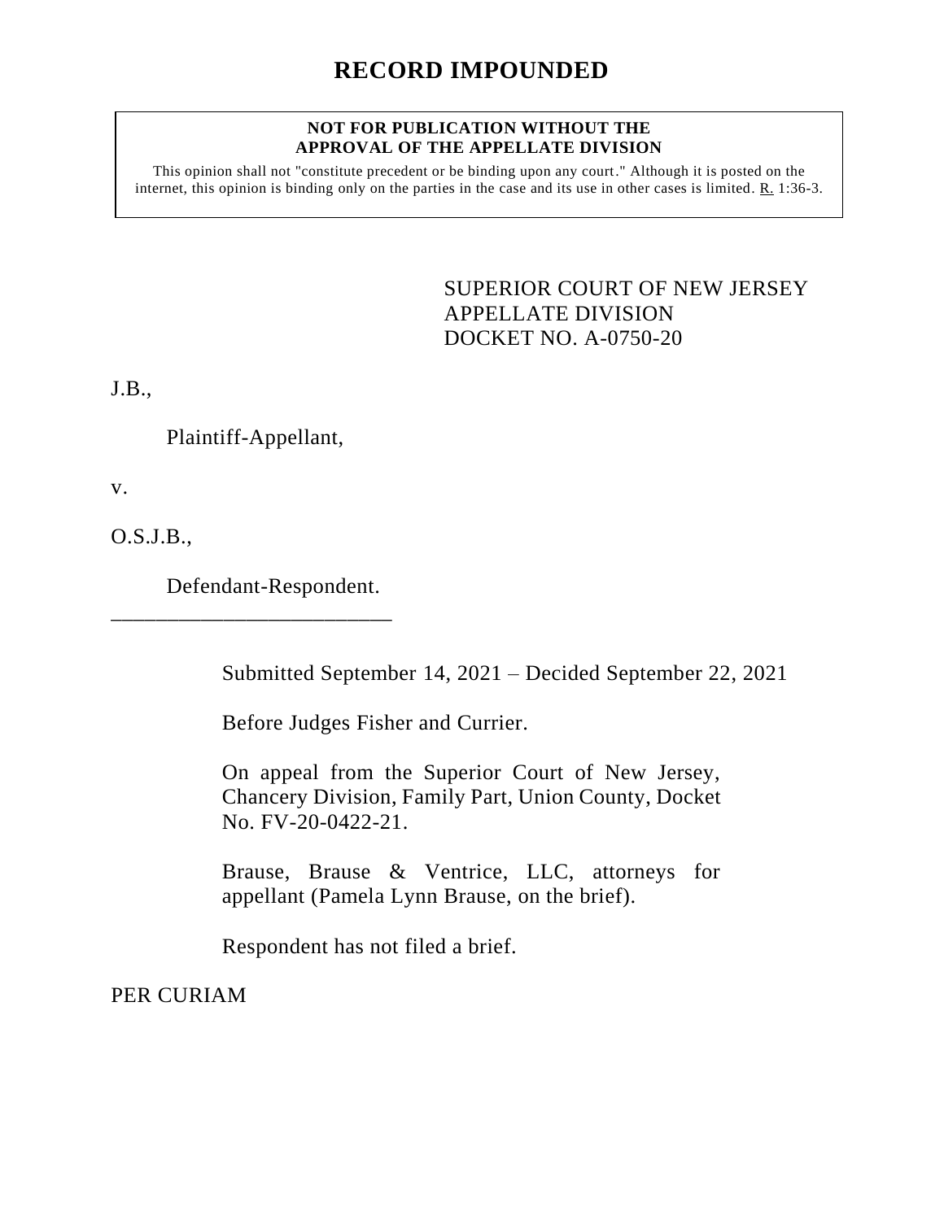# RECORD IMPOUNDED

**NOT FOR PUBLICATION WITHOUT THE APPROVAL OF THE APPELLATE DIVISION**

This opinion shall not "constitute precedent or be binding upon any court." Although it is posted on the internet, this opinion is binding only on the parties in the case and its use in other cases is limited. R. 1:36-3.

SUPERIOR COURT OF NEW JERSEY
APPELLATE DIVISION
DOCKET NO. A-0750-20

J.B.,

Plaintiff-Appellant,

v.

O.S.J.B.,

Defendant-Respondent.

\_\_\_\_\_\_\_\_\_\_\_\_\_\_\_\_\_\_\_\_\_\_\_\_\_\_

Submitted September 14, 2021 – Decided September 22, 2021

Before Judges Fisher and Currier.

On appeal from the Superior Court of New Jersey, Chancery Division, Family Part, Union County, Docket No. FV-20-0422-21.

Brause, Brause & Ventrice, LLC, attorneys for appellant (Pamela Lynn Brause, on the brief).

Respondent has not filed a brief.

PER CURIAM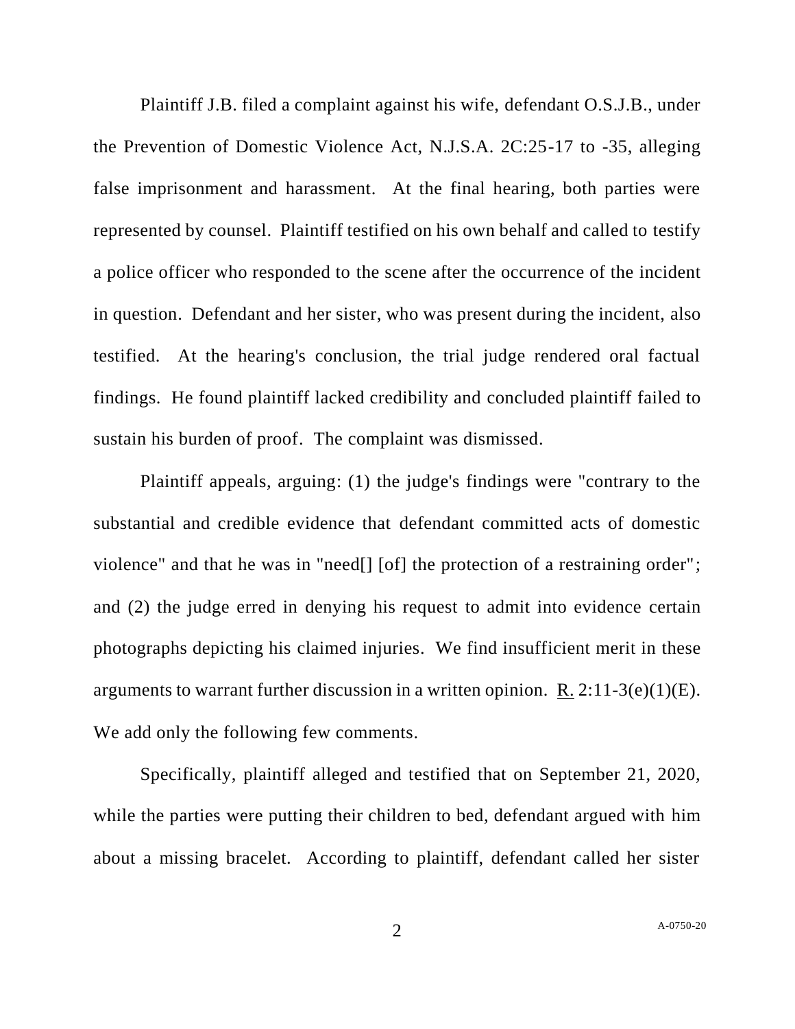Plaintiff J.B. filed a complaint against his wife, defendant O.S.J.B., under the Prevention of Domestic Violence Act, N.J.S.A. 2C:25-17 to -35, alleging false imprisonment and harassment. At the final hearing, both parties were represented by counsel. Plaintiff testified on his own behalf and called to testify a police officer who responded to the scene after the occurrence of the incident in question. Defendant and her sister, who was present during the incident, also testified. At the hearing's conclusion, the trial judge rendered oral factual findings. He found plaintiff lacked credibility and concluded plaintiff failed to sustain his burden of proof. The complaint was dismissed.

Plaintiff appeals, arguing: (1) the judge's findings were "contrary to the substantial and credible evidence that defendant committed acts of domestic violence" and that he was in "need[] [of] the protection of a restraining order"; and (2) the judge erred in denying his request to admit into evidence certain photographs depicting his claimed injuries. We find insufficient merit in these arguments to warrant further discussion in a written opinion. R. 2:11-3(e)(1)(E). We add only the following few comments.

Specifically, plaintiff alleged and testified that on September 21, 2020, while the parties were putting their children to bed, defendant argued with him about a missing bracelet. According to plaintiff, defendant called her sister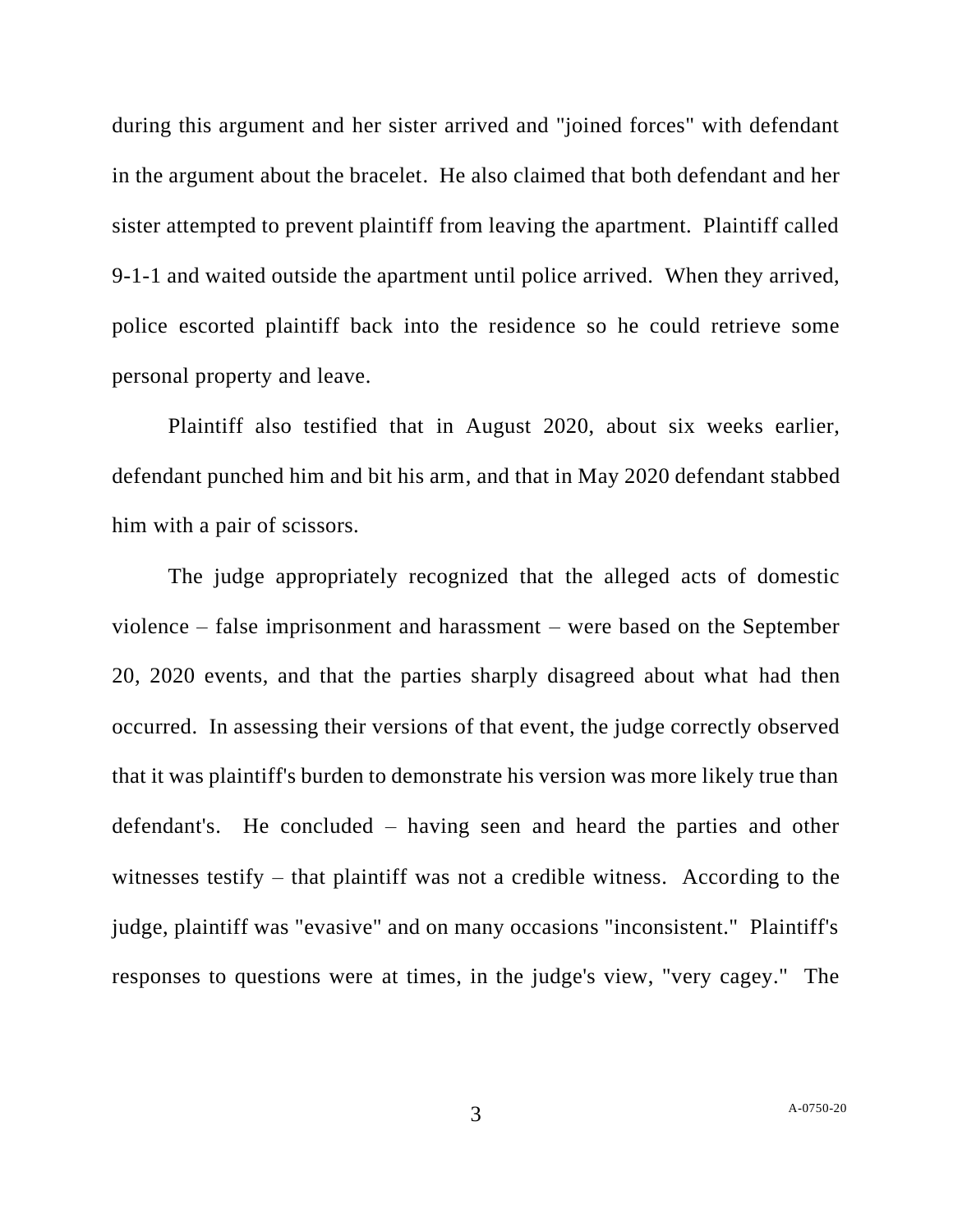during this argument and her sister arrived and "joined forces" with defendant in the argument about the bracelet. He also claimed that both defendant and her sister attempted to prevent plaintiff from leaving the apartment. Plaintiff called 9-1-1 and waited outside the apartment until police arrived. When they arrived, police escorted plaintiff back into the residence so he could retrieve some personal property and leave.

Plaintiff also testified that in August 2020, about six weeks earlier, defendant punched him and bit his arm, and that in May 2020 defendant stabbed him with a pair of scissors.

The judge appropriately recognized that the alleged acts of domestic violence – false imprisonment and harassment – were based on the September 20, 2020 events, and that the parties sharply disagreed about what had then occurred. In assessing their versions of that event, the judge correctly observed that it was plaintiff's burden to demonstrate his version was more likely true than defendant's. He concluded – having seen and heard the parties and other witnesses testify – that plaintiff was not a credible witness. According to the judge, plaintiff was "evasive" and on many occasions "inconsistent." Plaintiff's responses to questions were at times, in the judge's view, "very cagey." The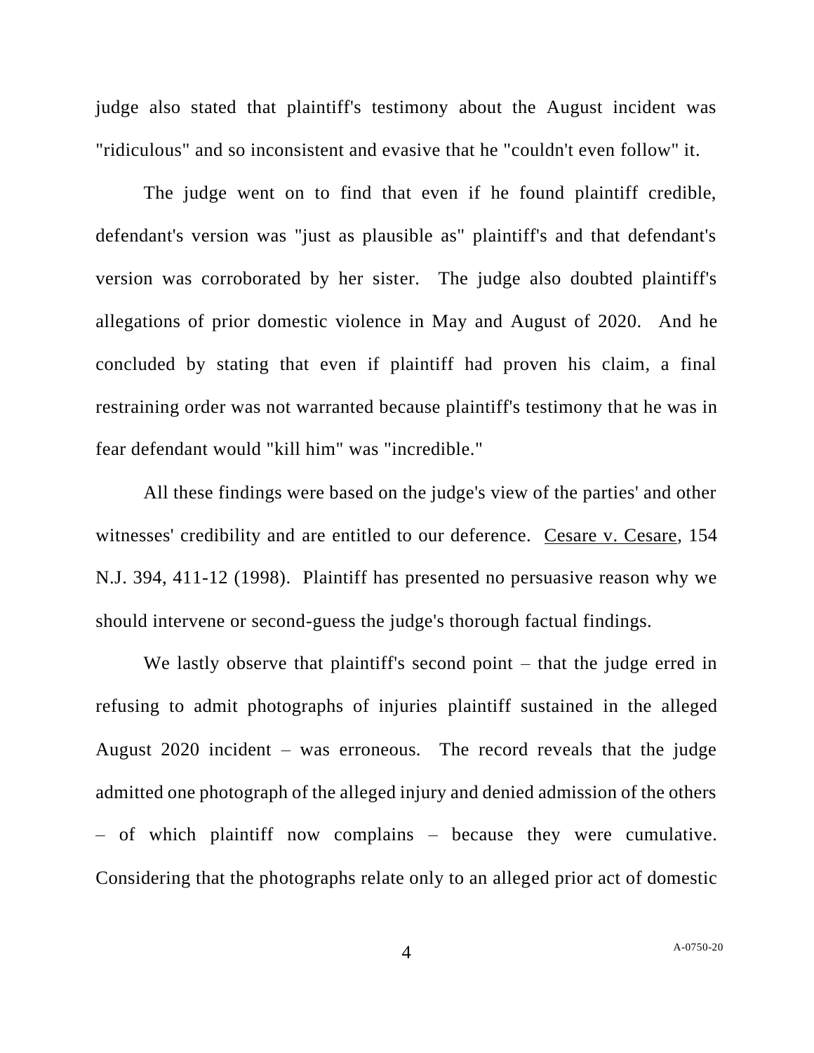judge also stated that plaintiff's testimony about the August incident was "ridiculous" and so inconsistent and evasive that he "couldn't even follow" it.

The judge went on to find that even if he found plaintiff credible, defendant's version was "just as plausible as" plaintiff's and that defendant's version was corroborated by her sister. The judge also doubted plaintiff's allegations of prior domestic violence in May and August of 2020. And he concluded by stating that even if plaintiff had proven his claim, a final restraining order was not warranted because plaintiff's testimony that he was in fear defendant would "kill him" was "incredible."

All these findings were based on the judge's view of the parties' and other witnesses' credibility and are entitled to our deference. Cesare v. Cesare, 154 N.J. 394, 411-12 (1998). Plaintiff has presented no persuasive reason why we should intervene or second-guess the judge's thorough factual findings.

We lastly observe that plaintiff's second point – that the judge erred in refusing to admit photographs of injuries plaintiff sustained in the alleged August 2020 incident – was erroneous. The record reveals that the judge admitted one photograph of the alleged injury and denied admission of the others – of which plaintiff now complains – because they were cumulative. Considering that the photographs relate only to an alleged prior act of domestic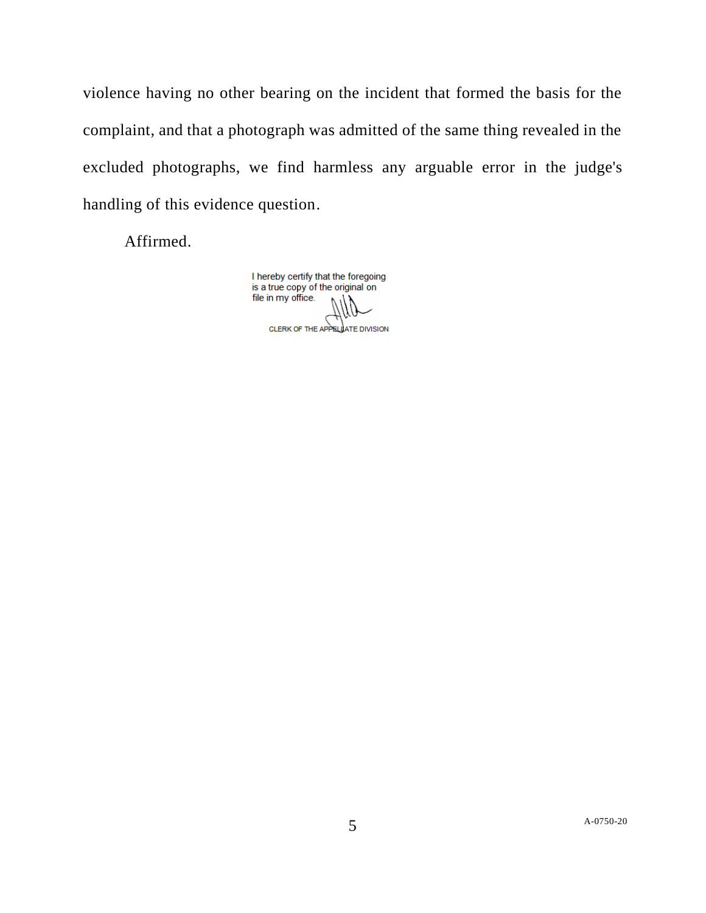violence having no other bearing on the incident that formed the basis for the complaint, and that a photograph was admitted of the same thing revealed in the excluded photographs, we find harmless any arguable error in the judge's handling of this evidence question.

Affirmed.

I hereby certify that the foregoing is a true copy of the original on file in my office.

CLERK OF THE APPELLATE DIVISION